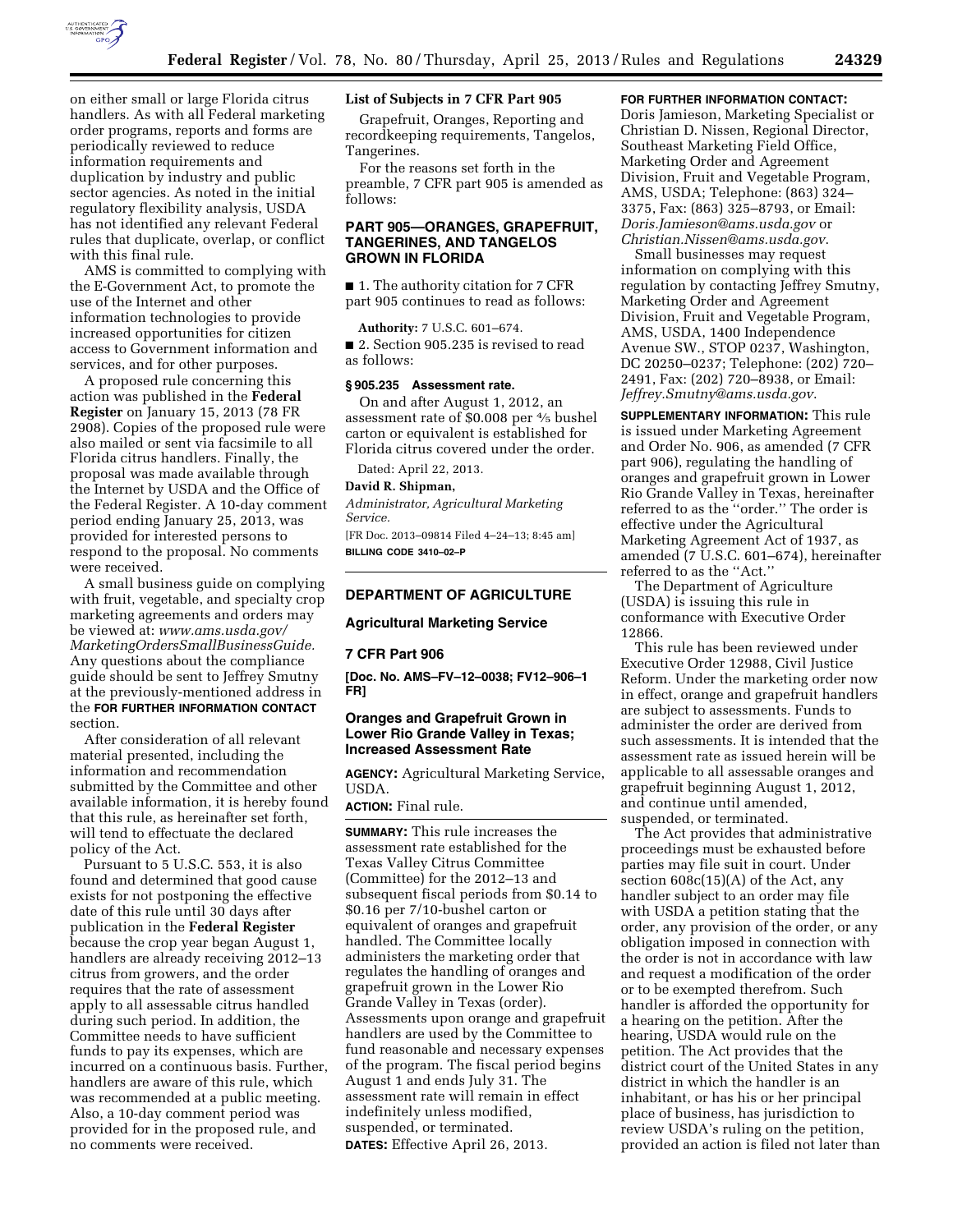on either small or large Florida citrus handlers. As with all Federal marketing order programs, reports and forms are periodically reviewed to reduce information requirements and duplication by industry and public sector agencies. As noted in the initial regulatory flexibility analysis, USDA has not identified any relevant Federal rules that duplicate, overlap, or conflict with this final rule.

AMS is committed to complying with the E-Government Act, to promote the use of the Internet and other information technologies to provide increased opportunities for citizen access to Government information and services, and for other purposes.

A proposed rule concerning this action was published in the **Federal Register** on January 15, 2013 (78 FR 2908). Copies of the proposed rule were also mailed or sent via facsimile to all Florida citrus handlers. Finally, the proposal was made available through the Internet by USDA and the Office of the Federal Register. A 10-day comment period ending January 25, 2013, was provided for interested persons to respond to the proposal. No comments were received.

A small business guide on complying with fruit, vegetable, and specialty crop marketing agreements and orders may be viewed at: *www.ams.usda.gov/MarketingOrdersSmallBusinessGuide.* Any questions about the compliance guide should be sent to Jeffrey Smutny at the previously-mentioned address in the **FOR FURTHER INFORMATION CONTACT** section.

After consideration of all relevant material presented, including the information and recommendation submitted by the Committee and other available information, it is hereby found that this rule, as hereinafter set forth, will tend to effectuate the declared policy of the Act.

Pursuant to 5 U.S.C. 553, it is also found and determined that good cause exists for not postponing the effective date of this rule until 30 days after publication in the **Federal Register** because the crop year began August 1, handlers are already receiving 2012–13 citrus from growers, and the order requires that the rate of assessment apply to all assessable citrus handled during such period. In addition, the Committee needs to have sufficient funds to pay its expenses, which are incurred on a continuous basis. Further, handlers are aware of this rule, which was recommended at a public meeting. Also, a 10-day comment period was provided for in the proposed rule, and no comments were received.

**List of Subjects in 7 CFR Part 905**

Grapefruit, Oranges, Reporting and recordkeeping requirements, Tangelos, Tangerines.

For the reasons set forth in the preamble, 7 CFR part 905 is amended as follows:

## PART 905—ORANGES, GRAPEFRUIT, TANGERINES, AND TANGELOS GROWN IN FLORIDA

■ 1. The authority citation for 7 CFR part 905 continues to read as follows:

**Authority:** 7 U.S.C. 601–674.

■ 2. Section 905.235 is revised to read as follows:

**§ 905.235 Assessment rate.**

On and after August 1, 2012, an assessment rate of $0.008 per 4/5 bushel carton or equivalent is established for Florida citrus covered under the order.

Dated: April 22, 2013.

**David R. Shipman,**

*Administrator, Agricultural Marketing Service.*

[FR Doc. 2013–09814 Filed 4–24–13; 8:45 am]

**BILLING CODE 3410–02–P**

---

## DEPARTMENT OF AGRICULTURE

### Agricultural Marketing Service

### 7 CFR Part 906

**[Doc. No. AMS–FV–12–0038; FV12–906–1 FR]**

### Oranges and Grapefruit Grown in Lower Rio Grande Valley in Texas; Increased Assessment Rate

**AGENCY:** Agricultural Marketing Service, USDA.

**ACTION:** Final rule.

**SUMMARY:** This rule increases the assessment rate established for the Texas Valley Citrus Committee (Committee) for the 2012–13 and subsequent fiscal periods from $0.14 to $0.16 per 7/10-bushel carton or equivalent of oranges and grapefruit handled. The Committee locally administers the marketing order that regulates the handling of oranges and grapefruit grown in the Lower Rio Grande Valley in Texas (order). Assessments upon orange and grapefruit handlers are used by the Committee to fund reasonable and necessary expenses of the program. The fiscal period begins August 1 and ends July 31. The assessment rate will remain in effect indefinitely unless modified, suspended, or terminated.

**DATES:** Effective April 26, 2013.

**FOR FURTHER INFORMATION CONTACT:** Doris Jamieson, Marketing Specialist or Christian D. Nissen, Regional Director, Southeast Marketing Field Office, Marketing Order and Agreement Division, Fruit and Vegetable Program, AMS, USDA; Telephone: (863) 324–3375, Fax: (863) 325–8793, or Email: *Doris.Jamieson@ams.usda.gov* or *Christian.Nissen@ams.usda.gov*.

Small businesses may request information on complying with this regulation by contacting Jeffrey Smutny, Marketing Order and Agreement Division, Fruit and Vegetable Program, AMS, USDA, 1400 Independence Avenue SW., STOP 0237, Washington, DC 20250–0237; Telephone: (202) 720–2491, Fax: (202) 720–8938, or Email: *Jeffrey.Smutny@ams.usda.gov*.

**SUPPLEMENTARY INFORMATION:** This rule is issued under Marketing Agreement and Order No. 906, as amended (7 CFR part 906), regulating the handling of oranges and grapefruit grown in Lower Rio Grande Valley in Texas, hereinafter referred to as the ''order.'' The order is effective under the Agricultural Marketing Agreement Act of 1937, as amended (7 U.S.C. 601–674), hereinafter referred to as the ''Act.''

The Department of Agriculture (USDA) is issuing this rule in conformance with Executive Order 12866.

This rule has been reviewed under Executive Order 12988, Civil Justice Reform. Under the marketing order now in effect, orange and grapefruit handlers are subject to assessments. Funds to administer the order are derived from such assessments. It is intended that the assessment rate as issued herein will be applicable to all assessable oranges and grapefruit beginning August 1, 2012, and continue until amended, suspended, or terminated.

The Act provides that administrative proceedings must be exhausted before parties may file suit in court. Under section 608c(15)(A) of the Act, any handler subject to an order may file with USDA a petition stating that the order, any provision of the order, or any obligation imposed in connection with the order is not in accordance with law and request a modification of the order or to be exempted therefrom. Such handler is afforded the opportunity for a hearing on the petition. After the hearing, USDA would rule on the petition. The Act provides that the district court of the United States in any district in which the handler is an inhabitant, or has his or her principal place of business, has jurisdiction to review USDA's ruling on the petition, provided an action is filed not later than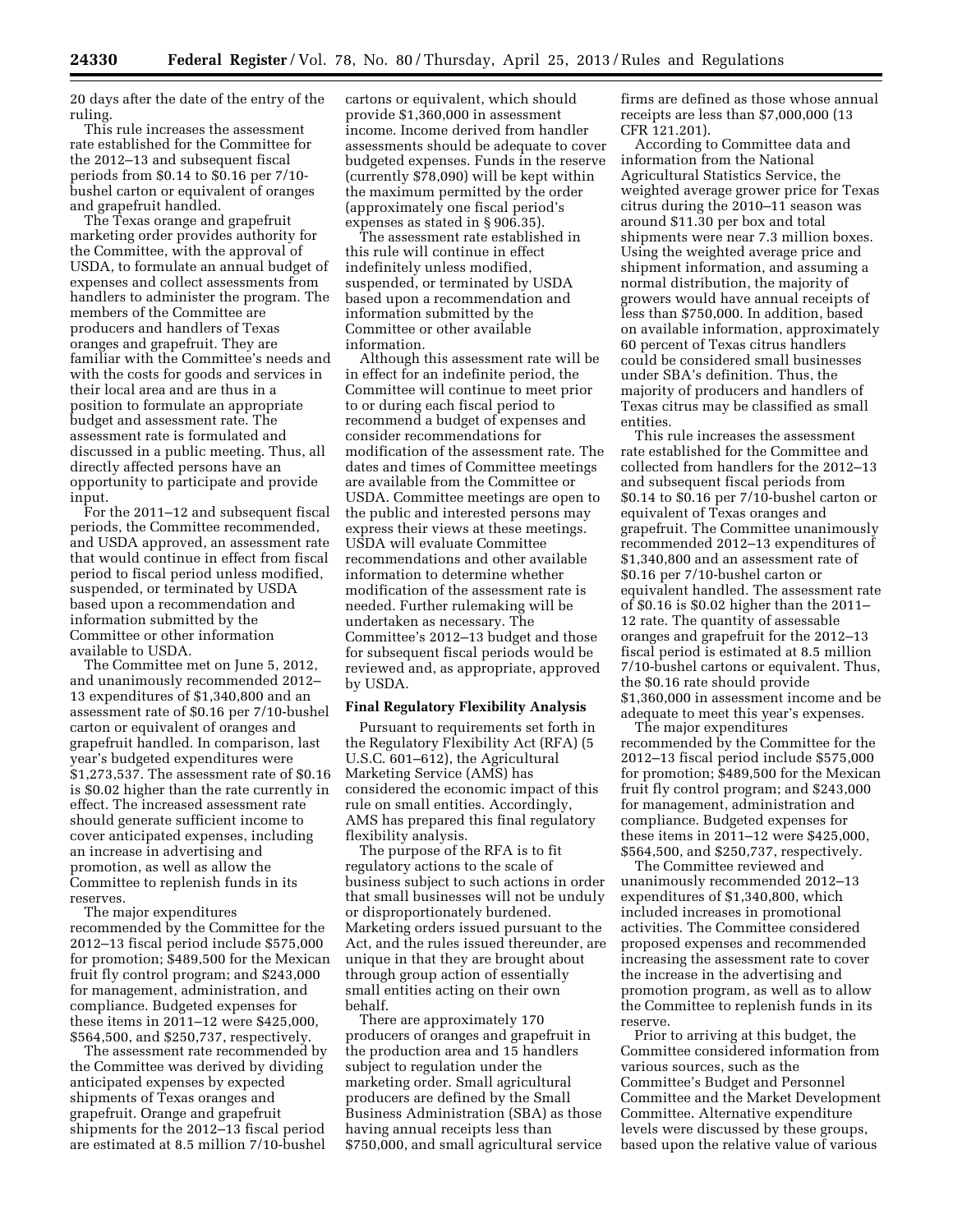20 days after the date of the entry of the ruling.

This rule increases the assessment rate established for the Committee for the 2012–13 and subsequent fiscal periods from $0.14 to $0.16 per 7/10-bushel carton or equivalent of oranges and grapefruit handled.

The Texas orange and grapefruit marketing order provides authority for the Committee, with the approval of USDA, to formulate an annual budget of expenses and collect assessments from handlers to administer the program. The members of the Committee are producers and handlers of Texas oranges and grapefruit. They are familiar with the Committee's needs and with the costs for goods and services in their local area and are thus in a position to formulate an appropriate budget and assessment rate. The assessment rate is formulated and discussed in a public meeting. Thus, all directly affected persons have an opportunity to participate and provide input.

For the 2011–12 and subsequent fiscal periods, the Committee recommended, and USDA approved, an assessment rate that would continue in effect from fiscal period to fiscal period unless modified, suspended, or terminated by USDA based upon a recommendation and information submitted by the Committee or other information available to USDA.

The Committee met on June 5, 2012, and unanimously recommended 2012–13 expenditures of $1,340,800 and an assessment rate of $0.16 per 7/10-bushel carton or equivalent of oranges and grapefruit handled. In comparison, last year's budgeted expenditures were $1,273,537. The assessment rate of $0.16 is $0.02 higher than the rate currently in effect. The increased assessment rate should generate sufficient income to cover anticipated expenses, including an increase in advertising and promotion, as well as allow the Committee to replenish funds in its reserves.

The major expenditures recommended by the Committee for the 2012–13 fiscal period include $575,000 for promotion; $489,500 for the Mexican fruit fly control program; and $243,000 for management, administration, and compliance. Budgeted expenses for these items in 2011–12 were $425,000, $564,500, and $250,737, respectively.

The assessment rate recommended by the Committee was derived by dividing anticipated expenses by expected shipments of Texas oranges and grapefruit. Orange and grapefruit shipments for the 2012–13 fiscal period are estimated at 8.5 million 7/10-bushel cartons or equivalent, which should provide $1,360,000 in assessment income. Income derived from handler assessments should be adequate to cover budgeted expenses. Funds in the reserve (currently $78,090) will be kept within the maximum permitted by the order (approximately one fiscal period's expenses as stated in § 906.35).

The assessment rate established in this rule will continue in effect indefinitely unless modified, suspended, or terminated by USDA based upon a recommendation and information submitted by the Committee or other available information.

Although this assessment rate will be in effect for an indefinite period, the Committee will continue to meet prior to or during each fiscal period to recommend a budget of expenses and consider recommendations for modification of the assessment rate. The dates and times of Committee meetings are available from the Committee or USDA. Committee meetings are open to the public and interested persons may express their views at these meetings. USDA will evaluate Committee recommendations and other available information to determine whether modification of the assessment rate is needed. Further rulemaking will be undertaken as necessary. The Committee's 2012–13 budget and those for subsequent fiscal periods would be reviewed and, as appropriate, approved by USDA.

## Final Regulatory Flexibility Analysis

Pursuant to requirements set forth in the Regulatory Flexibility Act (RFA) (5 U.S.C. 601–612), the Agricultural Marketing Service (AMS) has considered the economic impact of this rule on small entities. Accordingly, AMS has prepared this final regulatory flexibility analysis.

The purpose of the RFA is to fit regulatory actions to the scale of business subject to such actions in order that small businesses will not be unduly or disproportionately burdened. Marketing orders issued pursuant to the Act, and the rules issued thereunder, are unique in that they are brought about through group action of essentially small entities acting on their own behalf.

There are approximately 170 producers of oranges and grapefruit in the production area and 15 handlers subject to regulation under the marketing order. Small agricultural producers are defined by the Small Business Administration (SBA) as those having annual receipts less than $750,000, and small agricultural service firms are defined as those whose annual receipts are less than $7,000,000 (13 CFR 121.201).

According to Committee data and information from the National Agricultural Statistics Service, the weighted average grower price for Texas citrus during the 2010–11 season was around $11.30 per box and total shipments were near 7.3 million boxes. Using the weighted average price and shipment information, and assuming a normal distribution, the majority of growers would have annual receipts of less than $750,000. In addition, based on available information, approximately 60 percent of Texas citrus handlers could be considered small businesses under SBA's definition. Thus, the majority of producers and handlers of Texas citrus may be classified as small entities.

This rule increases the assessment rate established for the Committee and collected from handlers for the 2012–13 and subsequent fiscal periods from $0.14 to $0.16 per 7/10-bushel carton or equivalent of Texas oranges and grapefruit. The Committee unanimously recommended 2012–13 expenditures of $1,340,800 and an assessment rate of $0.16 per 7/10-bushel carton or equivalent handled. The assessment rate of $0.16 is $0.02 higher than the 2011–12 rate. The quantity of assessable oranges and grapefruit for the 2012–13 fiscal period is estimated at 8.5 million 7/10-bushel cartons or equivalent. Thus, the $0.16 rate should provide $1,360,000 in assessment income and be adequate to meet this year's expenses.

The major expenditures recommended by the Committee for the 2012–13 fiscal period include $575,000 for promotion; $489,500 for the Mexican fruit fly control program; and $243,000 for management, administration and compliance. Budgeted expenses for these items in 2011–12 were $425,000, $564,500, and $250,737, respectively.

The Committee reviewed and unanimously recommended 2012–13 expenditures of $1,340,800, which included increases in promotional activities. The Committee considered proposed expenses and recommended increasing the assessment rate to cover the increase in the advertising and promotion program, as well as to allow the Committee to replenish funds in its reserve.

Prior to arriving at this budget, the Committee considered information from various sources, such as the Committee's Budget and Personnel Committee and the Market Development Committee. Alternative expenditure levels were discussed by these groups, based upon the relative value of various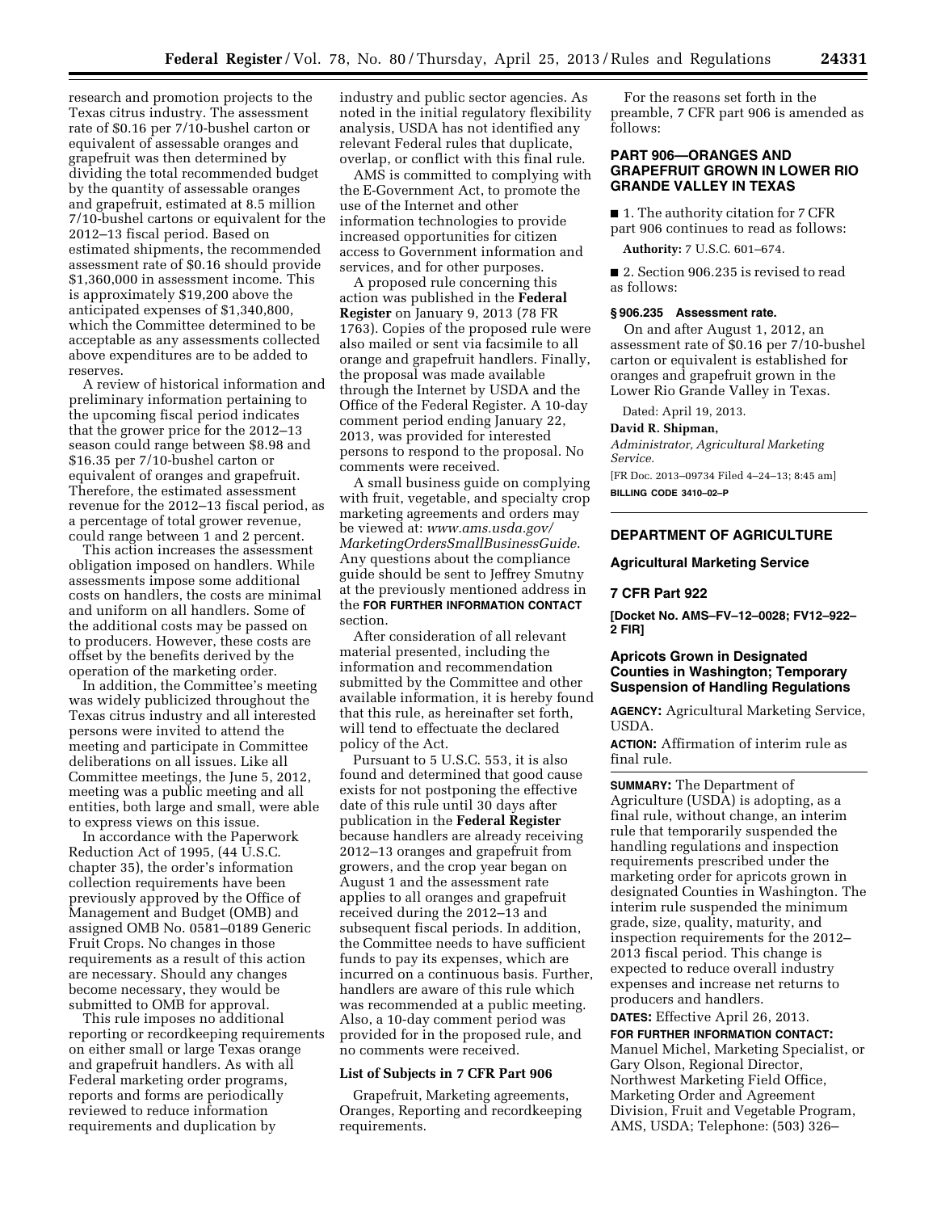research and promotion projects to the Texas citrus industry. The assessment rate of $0.16 per 7/10-bushel carton or equivalent of assessable oranges and grapefruit was then determined by dividing the total recommended budget by the quantity of assessable oranges and grapefruit, estimated at 8.5 million 7/10-bushel cartons or equivalent for the 2012–13 fiscal period. Based on estimated shipments, the recommended assessment rate of $0.16 should provide $1,360,000 in assessment income. This is approximately $19,200 above the anticipated expenses of $1,340,800, which the Committee determined to be acceptable as any assessments collected above expenditures are to be added to reserves.

A review of historical information and preliminary information pertaining to the upcoming fiscal period indicates that the grower price for the 2012–13 season could range between $8.98 and $16.35 per 7/10-bushel carton or equivalent of oranges and grapefruit. Therefore, the estimated assessment revenue for the 2012–13 fiscal period, as a percentage of total grower revenue, could range between 1 and 2 percent.

This action increases the assessment obligation imposed on handlers. While assessments impose some additional costs on handlers, the costs are minimal and uniform on all handlers. Some of the additional costs may be passed on to producers. However, these costs are offset by the benefits derived by the operation of the marketing order.

In addition, the Committee's meeting was widely publicized throughout the Texas citrus industry and all interested persons were invited to attend the meeting and participate in Committee deliberations on all issues. Like all Committee meetings, the June 5, 2012, meeting was a public meeting and all entities, both large and small, were able to express views on this issue.

In accordance with the Paperwork Reduction Act of 1995, (44 U.S.C. chapter 35), the order's information collection requirements have been previously approved by the Office of Management and Budget (OMB) and assigned OMB No. 0581–0189 Generic Fruit Crops. No changes in those requirements as a result of this action are necessary. Should any changes become necessary, they would be submitted to OMB for approval.

This rule imposes no additional reporting or recordkeeping requirements on either small or large Texas orange and grapefruit handlers. As with all Federal marketing order programs, reports and forms are periodically reviewed to reduce information requirements and duplication by industry and public sector agencies. As noted in the initial regulatory flexibility analysis, USDA has not identified any relevant Federal rules that duplicate, overlap, or conflict with this final rule.

AMS is committed to complying with the E-Government Act, to promote the use of the Internet and other information technologies to provide increased opportunities for citizen access to Government information and services, and for other purposes.

A proposed rule concerning this action was published in the **Federal Register** on January 9, 2013 (78 FR 1763). Copies of the proposed rule were also mailed or sent via facsimile to all orange and grapefruit handlers. Finally, the proposal was made available through the Internet by USDA and the Office of the Federal Register. A 10-day comment period ending January 22, 2013, was provided for interested persons to respond to the proposal. No comments were received.

A small business guide on complying with fruit, vegetable, and specialty crop marketing agreements and orders may be viewed at: *www.ams.usda.gov/MarketingOrdersSmallBusinessGuide.* Any questions about the compliance guide should be sent to Jeffrey Smutny at the previously mentioned address in the **FOR FURTHER INFORMATION CONTACT** section.

After consideration of all relevant material presented, including the information and recommendation submitted by the Committee and other available information, it is hereby found that this rule, as hereinafter set forth, will tend to effectuate the declared policy of the Act.

Pursuant to 5 U.S.C. 553, it is also found and determined that good cause exists for not postponing the effective date of this rule until 30 days after publication in the **Federal Register** because handlers are already receiving 2012–13 oranges and grapefruit from growers, and the crop year began on August 1 and the assessment rate applies to all oranges and grapefruit received during the 2012–13 and subsequent fiscal periods. In addition, the Committee needs to have sufficient funds to pay its expenses, which are incurred on a continuous basis. Further, handlers are aware of this rule which was recommended at a public meeting. Also, a 10-day comment period was provided for in the proposed rule, and no comments were received.

### List of Subjects in 7 CFR Part 906

Grapefruit, Marketing agreements, Oranges, Reporting and recordkeeping requirements.

For the reasons set forth in the preamble, 7 CFR part 906 is amended as follows:

## PART 906—ORANGES AND GRAPEFRUIT GROWN IN LOWER RIO GRANDE VALLEY IN TEXAS

■ 1. The authority citation for 7 CFR part 906 continues to read as follows:

**Authority:** 7 U.S.C. 601–674.

■ 2. Section 906.235 is revised to read as follows:

### § 906.235 Assessment rate.

On and after August 1, 2012, an assessment rate of $0.16 per 7/10-bushel carton or equivalent is established for oranges and grapefruit grown in the Lower Rio Grande Valley in Texas.

Dated: April 19, 2013.

**David R. Shipman,**

*Administrator, Agricultural Marketing Service.*

[FR Doc. 2013–09734 Filed 4–24–13; 8:45 am]

**BILLING CODE 3410–02–P**

---

## DEPARTMENT OF AGRICULTURE

### Agricultural Marketing Service

### 7 CFR Part 922

**[Docket No. AMS–FV–12–0028; FV12–922–2 FIR]**

## Apricots Grown in Designated Counties in Washington; Temporary Suspension of Handling Regulations

**AGENCY:** Agricultural Marketing Service, USDA.

**ACTION:** Affirmation of interim rule as final rule.

**SUMMARY:** The Department of Agriculture (USDA) is adopting, as a final rule, without change, an interim rule that temporarily suspended the handling regulations and inspection requirements prescribed under the marketing order for apricots grown in designated Counties in Washington. The interim rule suspended the minimum grade, size, quality, maturity, and inspection requirements for the 2012–2013 fiscal period. This change is expected to reduce overall industry expenses and increase net returns to producers and handlers.

**DATES:** Effective April 26, 2013.

**FOR FURTHER INFORMATION CONTACT:** Manuel Michel, Marketing Specialist, or Gary Olson, Regional Director, Northwest Marketing Field Office, Marketing Order and Agreement Division, Fruit and Vegetable Program, AMS, USDA; Telephone: (503) 326–